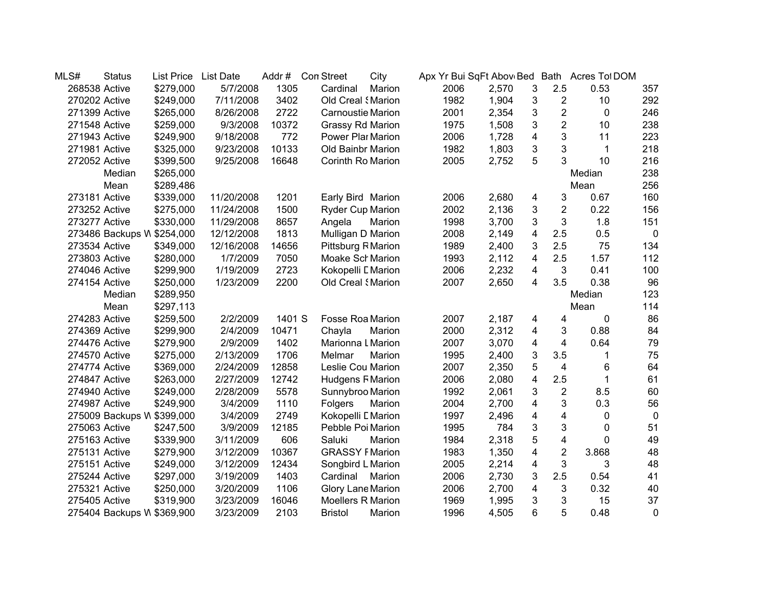| MLS# | Status | List Price | List Date | Addr # | Con | Street | City | Apx Yr Bui | SqFt Abov | Bed | Bath | Acres Tot | DOM |
|---|---|---|---|---|---|---|---|---|---|---|---|---|---|
| 268538 | Active | $279,000 | 5/7/2008 | 1305 | | Cardinal | Marion | 2006 | 2,570 | 3 | 2.5 | 0.53 | 357 |
| 270202 | Active | $249,000 | 7/11/2008 | 3402 | | Old Creal S | Marion | 1982 | 1,904 | 3 | 2 | 10 | 292 |
| 271399 | Active | $265,000 | 8/26/2008 | 2722 | | Carnoustie | Marion | 2001 | 2,354 | 3 | 2 | 0 | 246 |
| 271548 | Active | $259,000 | 9/3/2008 | 10372 | | Grassy Rd | Marion | 1975 | 1,508 | 3 | 2 | 10 | 238 |
| 271943 | Active | $249,900 | 9/18/2008 | 772 | | Power Plar | Marion | 2006 | 1,728 | 4 | 3 | 11 | 223 |
| 271981 | Active | $325,000 | 9/23/2008 | 10133 | | Old Bainbr | Marion | 1982 | 1,803 | 3 | 3 | 1 | 218 |
| 272052 | Active | $399,500 | 9/25/2008 | 16648 | | Corinth Ro | Marion | 2005 | 2,752 | 5 | 3 | 10 | 216 |
| | Median | $265,000 | | | | | | | | | | Median | 238 |
| | Mean | $289,486 | | | | | | | | | | Mean | 256 |
| 273181 | Active | $339,000 | 11/20/2008 | 1201 | | Early Bird | Marion | 2006 | 2,680 | 4 | 3 | 0.67 | 160 |
| 273252 | Active | $275,000 | 11/24/2008 | 1500 | | Ryder Cup | Marion | 2002 | 2,136 | 3 | 2 | 0.22 | 156 |
| 273277 | Active | $330,000 | 11/29/2008 | 8657 | | Angela | Marion | 1998 | 3,700 | 3 | 3 | 1.8 | 151 |
| 273486 | Backups W | $254,000 | 12/12/2008 | 1813 | | Mulligan D | Marion | 2008 | 2,149 | 4 | 2.5 | 0.5 | 0 |
| 273534 | Active | $349,000 | 12/16/2008 | 14656 | | Pittsburg R | Marion | 1989 | 2,400 | 3 | 2.5 | 75 | 134 |
| 273803 | Active | $280,000 | 1/7/2009 | 7050 | | Moake Sch | Marion | 1993 | 2,112 | 4 | 2.5 | 1.57 | 112 |
| 274046 | Active | $299,900 | 1/19/2009 | 2723 | | Kokopelli D | Marion | 2006 | 2,232 | 4 | 3 | 0.41 | 100 |
| 274154 | Active | $250,000 | 1/23/2009 | 2200 | | Old Creal S | Marion | 2007 | 2,650 | 4 | 3.5 | 0.38 | 96 |
| | Median | $289,950 | | | | | | | | | | Median | 123 |
| | Mean | $297,113 | | | | | | | | | | Mean | 114 |
| 274283 | Active | $259,500 | 2/2/2009 | 1401 | S | Fosse Roa | Marion | 2007 | 2,187 | 4 | 4 | 0 | 86 |
| 274369 | Active | $299,900 | 2/4/2009 | 10471 | | Chayla | Marion | 2000 | 2,312 | 4 | 3 | 0.88 | 84 |
| 274476 | Active | $279,900 | 2/9/2009 | 1402 | | Marionna L | Marion | 2007 | 3,070 | 4 | 4 | 0.64 | 79 |
| 274570 | Active | $275,000 | 2/13/2009 | 1706 | | Melmar | Marion | 1995 | 2,400 | 3 | 3.5 | 1 | 75 |
| 274774 | Active | $369,000 | 2/24/2009 | 12858 | | Leslie Cou | Marion | 2007 | 2,350 | 5 | 4 | 6 | 64 |
| 274847 | Active | $263,000 | 2/27/2009 | 12742 | | Hudgens R | Marion | 2006 | 2,080 | 4 | 2.5 | 1 | 61 |
| 274940 | Active | $249,000 | 2/28/2009 | 5578 | | Sunnybroo | Marion | 1992 | 2,061 | 3 | 2 | 8.5 | 60 |
| 274987 | Active | $249,900 | 3/4/2009 | 1110 | | Folgers | Marion | 2004 | 2,700 | 4 | 3 | 0.3 | 56 |
| 275009 | Backups W | $399,000 | 3/4/2009 | 2749 | | Kokopelli D | Marion | 1997 | 2,496 | 4 | 4 | 0 | 0 |
| 275063 | Active | $247,500 | 3/9/2009 | 12185 | | Pebble Poi | Marion | 1995 | 784 | 3 | 3 | 0 | 51 |
| 275163 | Active | $339,900 | 3/11/2009 | 606 | | Saluki | Marion | 1984 | 2,318 | 5 | 4 | 0 | 49 |
| 275131 | Active | $279,900 | 3/12/2009 | 10367 | | GRASSY F | Marion | 1983 | 1,350 | 4 | 2 | 3.868 | 48 |
| 275151 | Active | $249,000 | 3/12/2009 | 12434 | | Songbird L | Marion | 2005 | 2,214 | 4 | 3 | 3 | 48 |
| 275244 | Active | $297,000 | 3/19/2009 | 1403 | | Cardinal | Marion | 2006 | 2,730 | 3 | 2.5 | 0.54 | 41 |
| 275321 | Active | $250,000 | 3/20/2009 | 1106 | | Glory Lane | Marion | 2006 | 2,700 | 4 | 3 | 0.32 | 40 |
| 275405 | Active | $319,900 | 3/23/2009 | 16046 | | Moellers R | Marion | 1969 | 1,995 | 3 | 3 | 15 | 37 |
| 275404 | Backups W | $369,900 | 3/23/2009 | 2103 | | Bristol | Marion | 1996 | 4,505 | 6 | 5 | 0.48 | 0 |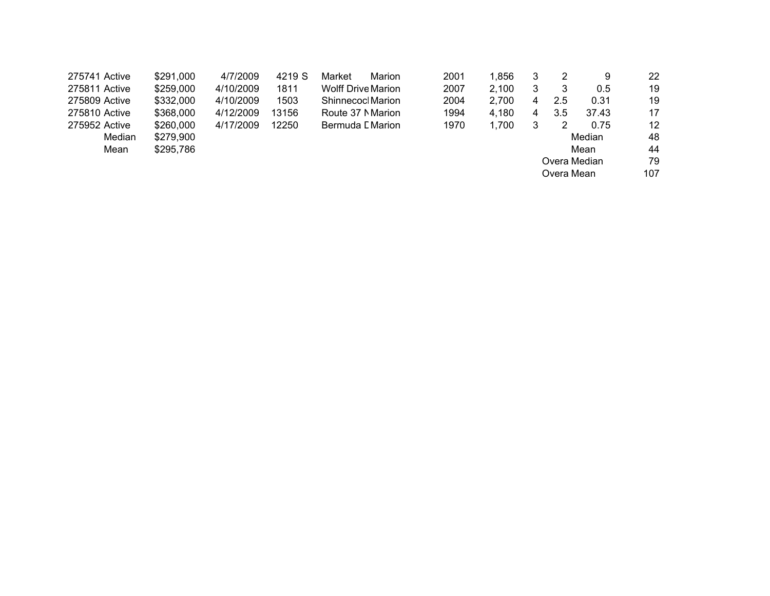| | | | | | | | | | | | | | |
|---|---|---|---|---|---|---|---|---|---|---|---|---|---|
| 275741 | Active | $291,000 | 4/7/2009 | 4219 S | Market | Marion | 2001 | 1,856 | 3 | 2 | 9 | | 22 |
| 275811 | Active | $259,000 | 4/10/2009 | 1811 | Wolff Drive | Marion | 2007 | 2,100 | 3 | 3 | 0.5 | | 19 |
| 275809 | Active | $332,000 | 4/10/2009 | 1503 | Shinnecocl | Marion | 2004 | 2,700 | 4 | 2.5 | 0.31 | | 19 |
| 275810 | Active | $368,000 | 4/12/2009 | 13156 | Route 37 N | Marion | 1994 | 4,180 | 4 | 3.5 | 37.43 | | 17 |
| 275952 | Active | $260,000 | 4/17/2009 | 12250 | Bermuda D | Marion | 1970 | 1,700 | 3 | 2 | 0.75 | | 12 |
| | Median | $279,900 | | | | | | | | | Median | | 48 |
| | Mean | $295,786 | | | | | | | | | Mean | | 44 |
| | | | | | | | | | | Overa | Median | | 79 |
| | | | | | | | | | | Overa | Mean | | 107 |